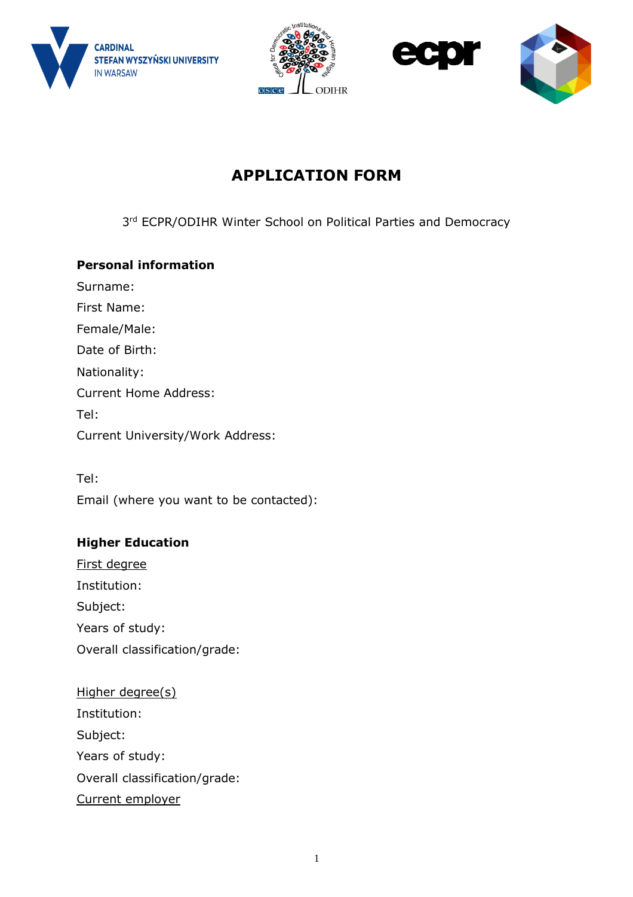# APPLICATION FORM

3rd ECPR/ODIHR Winter School on Political Parties and Democracy

**Personal information**

Surname:

First Name:

Female/Male:

Date of Birth:

Nationality:

Current Home Address:

Tel:

Current University/Work Address:

Tel:

Email (where you want to be contacted):

**Higher Education**

<u>First degree</u>

Institution:

Subject:

Years of study:

Overall classification/grade:

<u>Higher degree(s)</u>

Institution:

Subject:

Years of study:

Overall classification/grade:

<u>Current employer</u>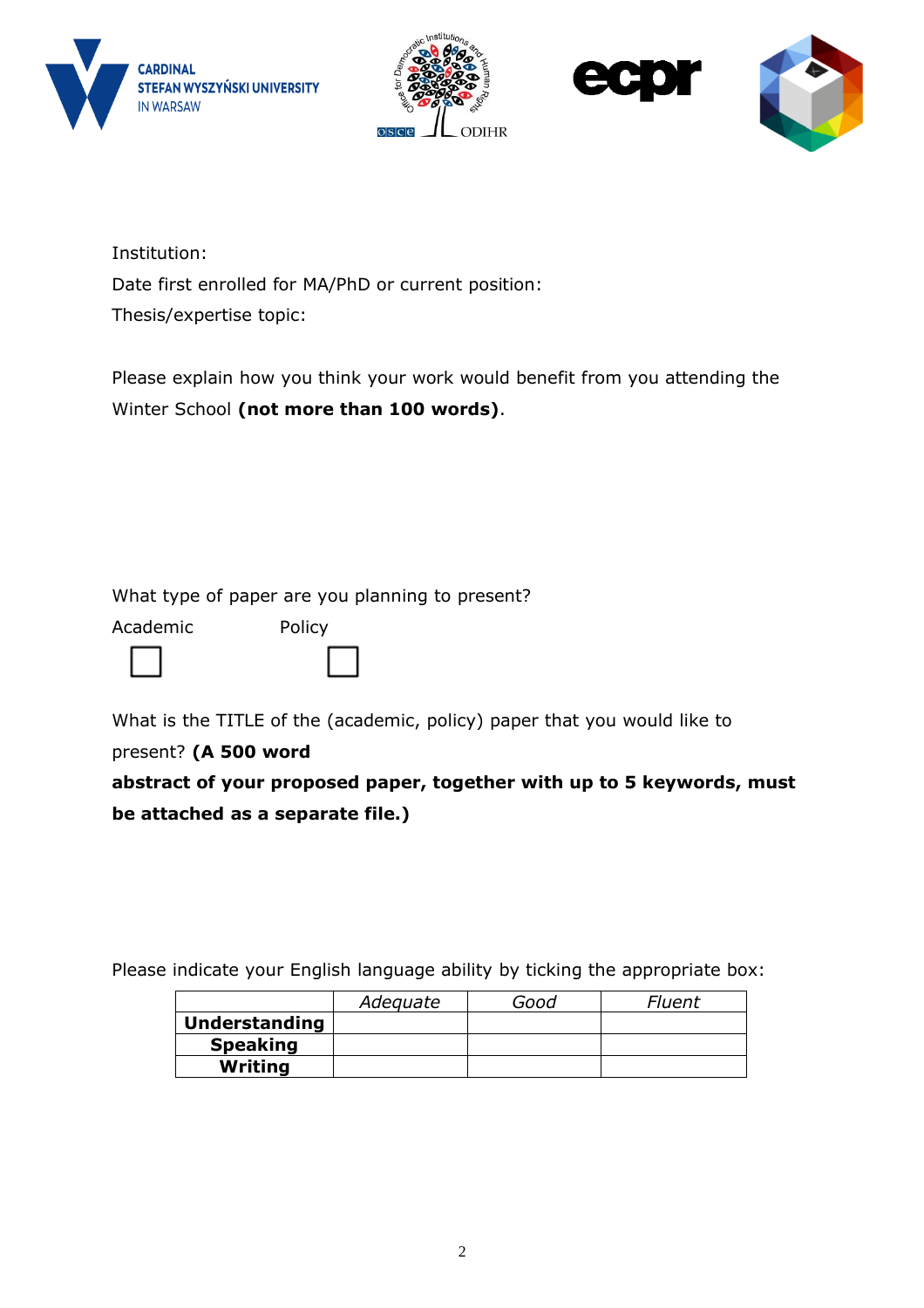Institution:

Date first enrolled for MA/PhD or current position:

Thesis/expertise topic:

Please explain how you think your work would benefit from you attending the Winter School **(not more than 100 words)**.

What type of paper are you planning to present?

Academic ☐ Policy ☐

What is the TITLE of the (academic, policy) paper that you would like to present? **(A 500 word abstract of your proposed paper, together with up to 5 keywords, must be attached as a separate file.)**

Please indicate your English language ability by ticking the appropriate box:

| | *Adequate* | *Good* | *Fluent* |
|---|---|---|---|
| **Understanding** | | | |
| **Speaking** | | | |
| **Writing** | | | |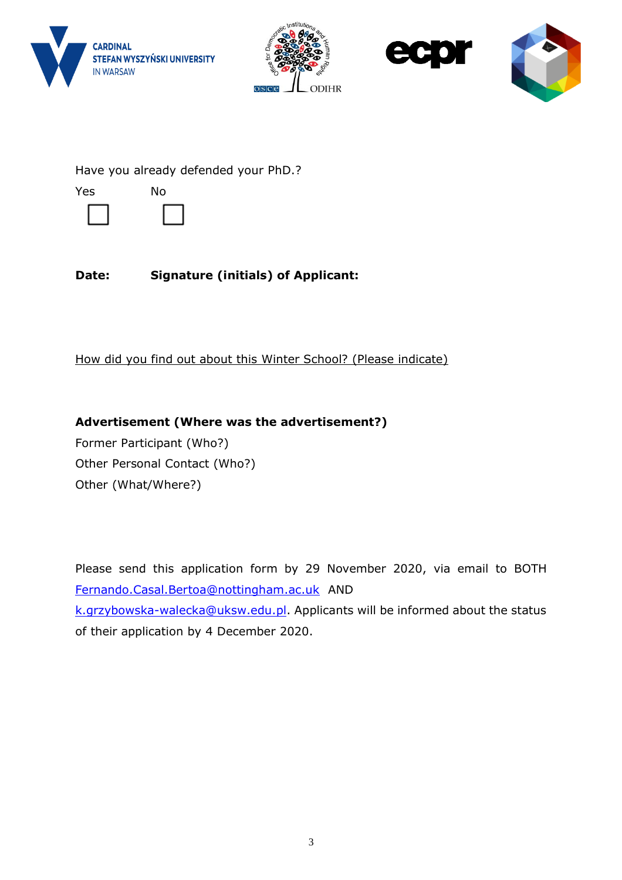Have you already defended your PhD.?

Yes ☐ No ☐

**Date:** **Signature (initials) of Applicant:**

How did you find out about this Winter School? (Please indicate)

**Advertisement (Where was the advertisement?)**

Former Participant (Who?)

Other Personal Contact (Who?)

Other (What/Where?)

Please send this application form by 29 November 2020, via email to BOTH Fernando.Casal.Bertoa@nottingham.ac.uk AND k.grzybowska-walecka@uksw.edu.pl. Applicants will be informed about the status of their application by 4 December 2020.